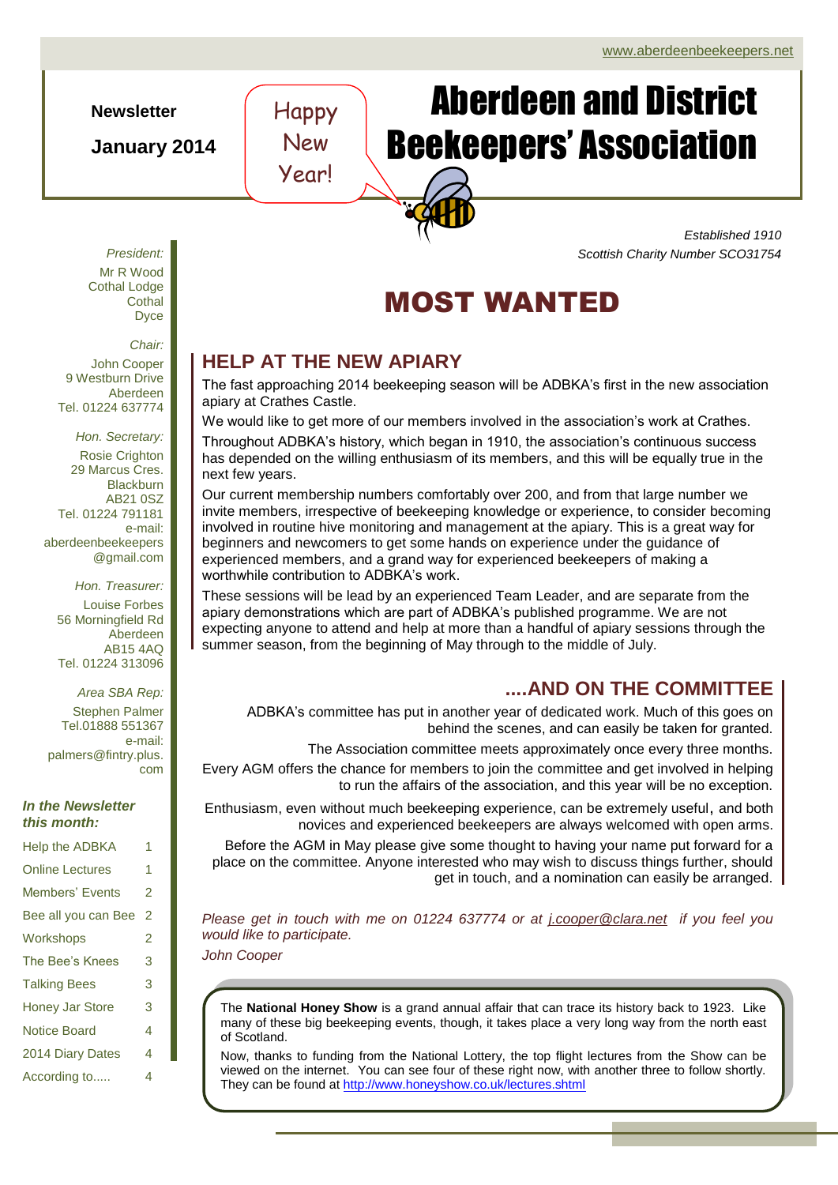www.aberdeenbeekeepers.net

**Newsletter**

**January 2014**

Happy New Year!

# Aberdeen and District Beekeepers' Association

*Established 1910*

*Scottish Charity Number SCO31754*

*President:*
Mr R Wood
Cothal Lodge
Cothal
Dyce

*Chair:*
John Cooper
9 Westburn Drive
Aberdeen
Tel. 01224 637774

*Hon. Secretary:*
Rosie Crighton
29 Marcus Cres.
Blackburn
AB21 0SZ
Tel. 01224 791181
e-mail:
aberdeenbeekeepers@gmail.com

*Hon. Treasurer:*
Louise Forbes
56 Morningfield Rd
Aberdeen
AB15 4AQ
Tel. 01224 313096

*Area SBA Rep:*
Stephen Palmer
Tel.01888 551367
e-mail:
palmers@fintry.plus.com

***In the Newsletter this month:***

| | |
|---|---|
| Help the ADBKA | 1 |
| Online Lectures | 1 |
| Members' Events | 2 |
| Bee all you can Bee | 2 |
| Workshops | 2 |
| The Bee's Knees | 3 |
| Talking Bees | 3 |
| Honey Jar Store | 3 |
| Notice Board | 4 |
| 2014 Diary Dates | 4 |
| According to..... | 4 |

# MOST WANTED

## HELP AT THE NEW APIARY

The fast approaching 2014 beekeeping season will be ADBKA's first in the new association apiary at Crathes Castle.

We would like to get more of our members involved in the association's work at Crathes.

Throughout ADBKA's history, which began in 1910, the association's continuous success has depended on the willing enthusiasm of its members, and this will be equally true in the next few years.

Our current membership numbers comfortably over 200, and from that large number we invite members, irrespective of beekeeping knowledge or experience, to consider becoming involved in routine hive monitoring and management at the apiary. This is a great way for beginners and newcomers to get some hands on experience under the guidance of experienced members, and a grand way for experienced beekeepers of making a worthwhile contribution to ADBKA's work.

These sessions will be lead by an experienced Team Leader, and are separate from the apiary demonstrations which are part of ADBKA's published programme. We are not expecting anyone to attend and help at more than a handful of apiary sessions through the summer season, from the beginning of May through to the middle of July.

## ....AND ON THE COMMITTEE

ADBKA's committee has put in another year of dedicated work. Much of this goes on behind the scenes, and can easily be taken for granted.

The Association committee meets approximately once every three months.

Every AGM offers the chance for members to join the committee and get involved in helping to run the affairs of the association, and this year will be no exception.

Enthusiasm, even without much beekeeping experience, can be extremely useful, and both novices and experienced beekeepers are always welcomed with open arms.

Before the AGM in May please give some thought to having your name put forward for a place on the committee. Anyone interested who may wish to discuss things further, should get in touch, and a nomination can easily be arranged.

*Please get in touch with me on 01224 637774 or at j.cooper@clara.net if you feel you would like to participate.*

*John Cooper*

The **National Honey Show** is a grand annual affair that can trace its history back to 1923. Like many of these big beekeeping events, though, it takes place a very long way from the north east of Scotland.

Now, thanks to funding from the National Lottery, the top flight lectures from the Show can be viewed on the internet. You can see four of these right now, with another three to follow shortly. They can be found at http://www.honeyshow.co.uk/lectures.shtml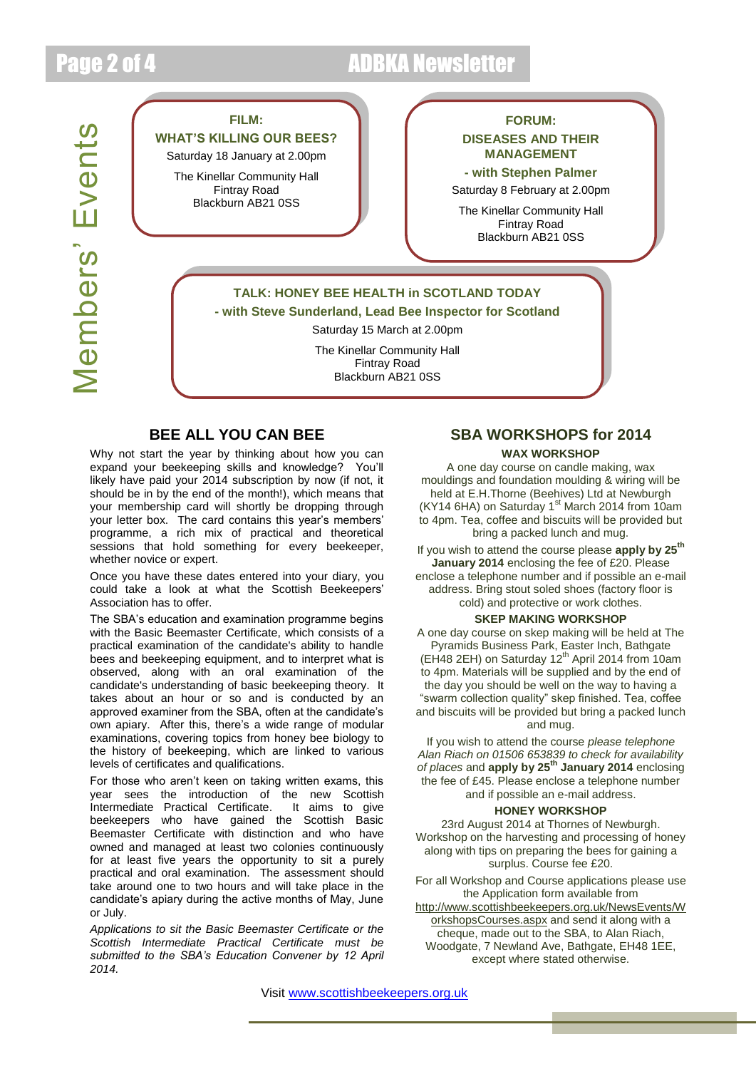# Members' Events

**FILM:**
**WHAT'S KILLING OUR BEES?**
Saturday 18 January at 2.00pm

The Kinellar Community Hall
Fintray Road
Blackburn AB21 0SS

**FORUM:**
**DISEASES AND THEIR MANAGEMENT**
**- with Stephen Palmer**
Saturday 8 February at 2.00pm

The Kinellar Community Hall
Fintray Road
Blackburn AB21 0SS

**TALK: HONEY BEE HEALTH in SCOTLAND TODAY**
**- with Steve Sunderland, Lead Bee Inspector for Scotland**
Saturday 15 March at 2.00pm

The Kinellar Community Hall
Fintray Road
Blackburn AB21 0SS

## BEE ALL YOU CAN BEE

Why not start the year by thinking about how you can expand your beekeeping skills and knowledge? You'll likely have paid your 2014 subscription by now (if not, it should be in by the end of the month!), which means that your membership card will shortly be dropping through your letter box. The card contains this year's members' programme, a rich mix of practical and theoretical sessions that hold something for every beekeeper, whether novice or expert.

Once you have these dates entered into your diary, you could take a look at what the Scottish Beekeepers' Association has to offer.

The SBA's education and examination programme begins with the Basic Beemaster Certificate, which consists of a practical examination of the candidate's ability to handle bees and beekeeping equipment, and to interpret what is observed, along with an oral examination of the candidate's understanding of basic beekeeping theory. It takes about an hour or so and is conducted by an approved examiner from the SBA, often at the candidate's own apiary. After this, there's a wide range of modular examinations, covering topics from honey bee biology to the history of beekeeping, which are linked to various levels of certificates and qualifications.

For those who aren't keen on taking written exams, this year sees the introduction of the new Scottish Intermediate Practical Certificate. It aims to give beekeepers who have gained the Scottish Basic Beemaster Certificate with distinction and who have owned and managed at least two colonies continuously for at least five years the opportunity to sit a purely practical and oral examination. The assessment should take around one to two hours and will take place in the candidate's apiary during the active months of May, June or July.

*Applications to sit the Basic Beemaster Certificate or the Scottish Intermediate Practical Certificate must be submitted to the SBA's Education Convener by 12 April 2014.*

## SBA WORKSHOPS for 2014

### WAX WORKSHOP

A one day course on candle making, wax mouldings and foundation moulding & wiring will be held at E.H.Thorne (Beehives) Ltd at Newburgh (KY14 6HA) on Saturday 1st March 2014 from 10am to 4pm. Tea, coffee and biscuits will be provided but bring a packed lunch and mug.

If you wish to attend the course please **apply by 25th January 2014** enclosing the fee of £20. Please enclose a telephone number and if possible an e-mail address. Bring stout soled shoes (factory floor is cold) and protective or work clothes.

### SKEP MAKING WORKSHOP

A one day course on skep making will be held at The Pyramids Business Park, Easter Inch, Bathgate (EH48 2EH) on Saturday 12th April 2014 from 10am to 4pm. Materials will be supplied and by the end of the day you should be well on the way to having a "swarm collection quality" skep finished. Tea, coffee and biscuits will be provided but bring a packed lunch and mug.

If you wish to attend the course *please telephone Alan Riach on 01506 653839 to check for availability of places* and **apply by 25th January 2014** enclosing the fee of £45. Please enclose a telephone number and if possible an e-mail address.

### HONEY WORKSHOP

23rd August 2014 at Thornes of Newburgh. Workshop on the harvesting and processing of honey along with tips on preparing the bees for gaining a surplus. Course fee £20.

For all Workshop and Course applications please use the Application form available from http://www.scottishbeekeepers.org.uk/NewsEvents/WorkshopsCourses.aspx and send it along with a cheque, made out to the SBA, to Alan Riach, Woodgate, 7 Newland Ave, Bathgate, EH48 1EE, except where stated otherwise.

Visit www.scottishbeekeepers.org.uk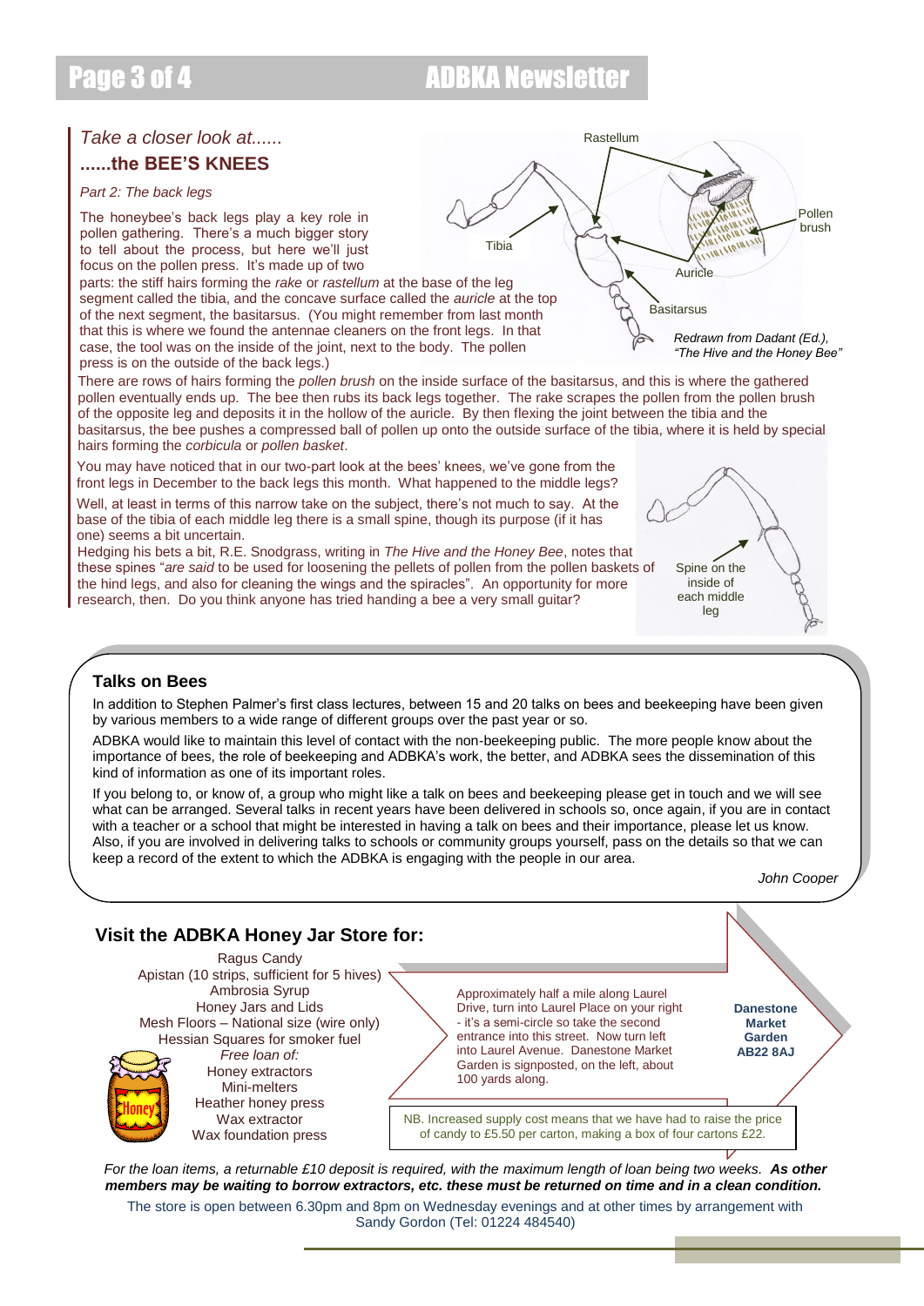*Take a closer look at......*

## ......the BEE'S KNEES

*Part 2: The back legs*

The honeybee's back legs play a key role in pollen gathering. There's a much bigger story to tell about the process, but here we'll just focus on the pollen press. It's made up of two parts: the stiff hairs forming the *rake* or *rastellum* at the base of the leg segment called the tibia, and the concave surface called the *auricle* at the top of the next segment, the basitarsus. (You might remember from last month that this is where we found the antennae cleaners on the front legs. In that case, the tool was on the inside of the joint, next to the body. The pollen press is on the outside of the back legs.)

Rastellum

Tibia

Pollen brush

Auricle

Basitarsus

*Redrawn from Dadant (Ed.), "The Hive and the Honey Bee"*

There are rows of hairs forming the *pollen brush* on the inside surface of the basitarsus, and this is where the gathered pollen eventually ends up. The bee then rubs its back legs together. The rake scrapes the pollen from the pollen brush of the opposite leg and deposits it in the hollow of the auricle. By then flexing the joint between the tibia and the basitarsus, the bee pushes a compressed ball of pollen up onto the outside surface of the tibia, where it is held by special hairs forming the *corbicula* or *pollen basket*.

You may have noticed that in our two-part look at the bees' knees, we've gone from the front legs in December to the back legs this month. What happened to the middle legs?

Well, at least in terms of this narrow take on the subject, there's not much to say. At the base of the tibia of each middle leg there is a small spine, though its purpose (if it has one) seems a bit uncertain.

Hedging his bets a bit, R.E. Snodgrass, writing in *The Hive and the Honey Bee*, notes that these spines "*are said* to be used for loosening the pellets of pollen from the pollen baskets of the hind legs, and also for cleaning the wings and the spiracles". An opportunity for more research, then. Do you think anyone has tried handing a bee a very small guitar?

Spine on the inside of each middle leg

## Talks on Bees

In addition to Stephen Palmer's first class lectures, between 15 and 20 talks on bees and beekeeping have been given by various members to a wide range of different groups over the past year or so.

ADBKA would like to maintain this level of contact with the non-beekeeping public. The more people know about the importance of bees, the role of beekeeping and ADBKA's work, the better, and ADBKA sees the dissemination of this kind of information as one of its important roles.

If you belong to, or know of, a group who might like a talk on bees and beekeeping please get in touch and we will see what can be arranged. Several talks in recent years have been delivered in schools so, once again, if you are in contact with a teacher or a school that might be interested in having a talk on bees and their importance, please let us know. Also, if you are involved in delivering talks to schools or community groups yourself, pass on the details so that we can keep a record of the extent to which the ADBKA is engaging with the people in our area.

*John Cooper*

## Visit the ADBKA Honey Jar Store for:

Ragus Candy
Apistan (10 strips, sufficient for 5 hives)
Ambrosia Syrup
Honey Jars and Lids
Mesh Floors – National size (wire only)
Hessian Squares for smoker fuel
*Free loan of:*
Honey extractors
Mini-melters
Heather honey press
Wax extractor
Wax foundation press

Approximately half a mile along Laurel Drive, turn into Laurel Place on your right - it's a semi-circle so take the second entrance into this street. Now turn left into Laurel Avenue. Danestone Market Garden is signposted, on the left, about 100 yards along.

**Danestone Market Garden AB22 8AJ**

NB. Increased supply cost means that we have had to raise the price of candy to £5.50 per carton, making a box of four cartons £22.

*For the loan items, a returnable £10 deposit is required, with the maximum length of loan being two weeks.* ***As other members may be waiting to borrow extractors, etc. these must be returned on time and in a clean condition.***

The store is open between 6.30pm and 8pm on Wednesday evenings and at other times by arrangement with Sandy Gordon (Tel: 01224 484540)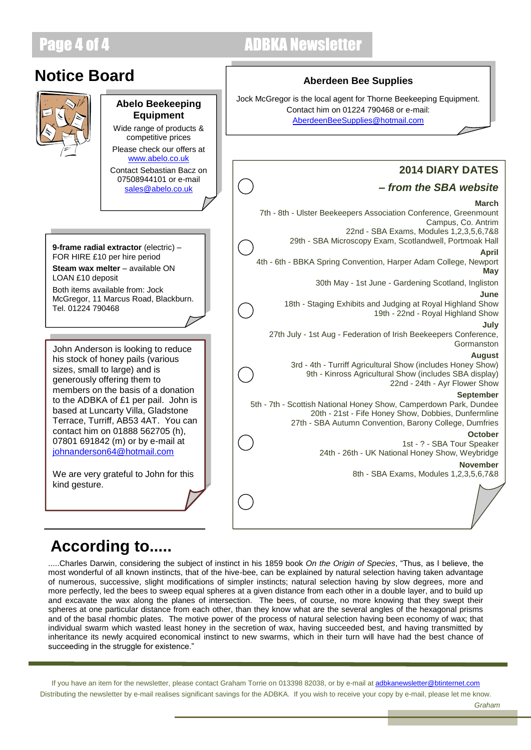# Notice Board

### Abelo Beekeeping Equipment

Wide range of products & competitive prices

Please check our offers at www.abelo.co.uk

Contact Sebastian Bacz on 07508944101 or e-mail sales@abelo.co.uk

### Aberdeen Bee Supplies

Jock McGregor is the local agent for Thorne Beekeeping Equipment. Contact him on 01224 790468 or e-mail: AberdeenBeeSupplies@hotmail.com

**9-frame radial extractor** (electric) – FOR HIRE £10 per hire period

**Steam wax melter** – available ON LOAN £10 deposit

Both items available from: Jock McGregor, 11 Marcus Road, Blackburn. Tel. 01224 790468

John Anderson is looking to reduce his stock of honey pails (various sizes, small to large) and is generously offering them to members on the basis of a donation to the ADBKA of £1 per pail. John is based at Luncarty Villa, Gladstone Terrace, Turriff, AB53 4AT. You can contact him on 01888 562705 (h), 07801 691842 (m) or by e-mail at johnanderson64@hotmail.com

We are very grateful to John for this kind gesture.

### 2014 DIARY DATES
### *– from the SBA website*

**March**

7th - 8th - Ulster Beekeepers Association Conference, Greenmount Campus, Co. Antrim

22nd - SBA Exams, Modules 1,2,3,5,6,7&8

29th - SBA Microscopy Exam, Scotlandwell, Portmoak Hall

**April**

4th - 6th - BBKA Spring Convention, Harper Adam College, Newport

**May**

30th May - 1st June - Gardening Scotland, Ingliston

**June**

18th - Staging Exhibits and Judging at Royal Highland Show

19th - 22nd - Royal Highland Show

**July**

27th July - 1st Aug - Federation of Irish Beekeepers Conference, Gormanston

**August**

3rd - 4th - Turriff Agricultural Show (includes Honey Show)

9th - Kinross Agricultural Show (includes SBA display)

22nd - 24th - Ayr Flower Show

**September**

5th - 7th - Scottish National Honey Show, Camperdown Park, Dundee

20th - 21st - Fife Honey Show, Dobbies, Dunfermline

27th - SBA Autumn Convention, Barony College, Dumfries

**October**

1st - ? - SBA Tour Speaker

24th - 26th - UK National Honey Show, Weybridge

**November**

8th - SBA Exams, Modules 1,2,3,5,6,7&8

# According to.....

.....Charles Darwin, considering the subject of instinct in his 1859 book *On the Origin of Species*, "Thus, as I believe, the most wonderful of all known instincts, that of the hive-bee, can be explained by natural selection having taken advantage of numerous, successive, slight modifications of simpler instincts; natural selection having by slow degrees, more and more perfectly, led the bees to sweep equal spheres at a given distance from each other in a double layer, and to build up and excavate the wax along the planes of intersection. The bees, of course, no more knowing that they swept their spheres at one particular distance from each other, than they know what are the several angles of the hexagonal prisms and of the basal rhombic plates. The motive power of the process of natural selection having been economy of wax; that individual swarm which wasted least honey in the secretion of wax, having succeeded best, and having transmitted by inheritance its newly acquired economical instinct to new swarms, which in their turn will have had the best chance of succeeding in the struggle for existence."

If you have an item for the newsletter, please contact Graham Torrie on 013398 82038, or by e-mail at adbkanewsletter@btinternet.com
Distributing the newsletter by e-mail realises significant savings for the ADBKA. If you wish to receive your copy by e-mail, please let me know.

*Graham*